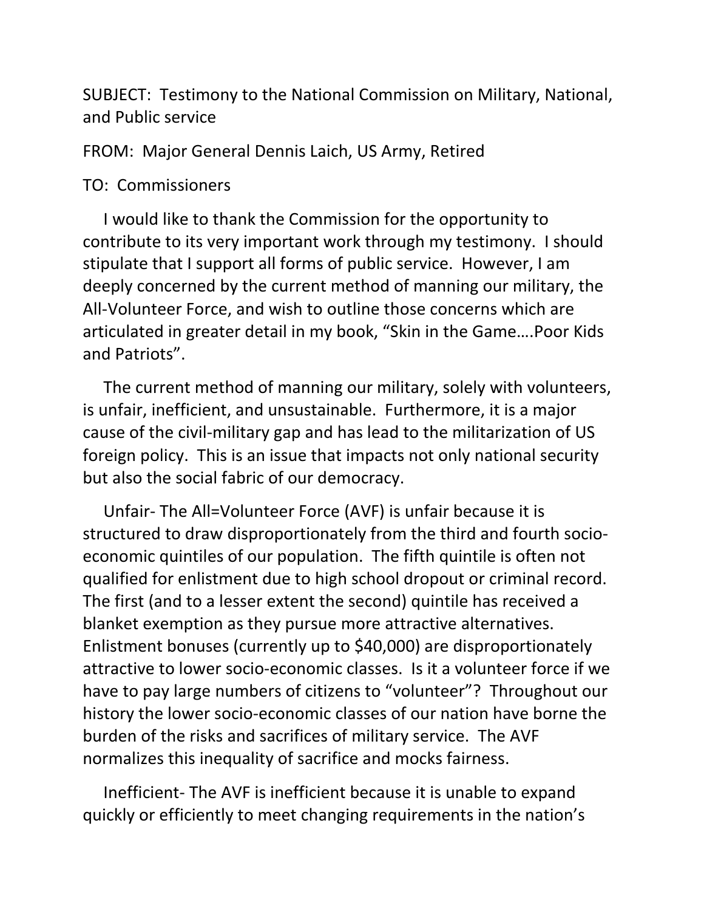SUBJECT: Testimony to the National Commission on Military, National, and Public service

FROM: Major General Dennis Laich, US Army, Retired

TO: Commissioners

I would like to thank the Commission for the opportunity to contribute to its very important work through my testimony. I should stipulate that I support all forms of public service. However, I am deeply concerned by the current method of manning our military, the All-Volunteer Force, and wish to outline those concerns which are articulated in greater detail in my book, "Skin in the Game….Poor Kids and Patriots".

The current method of manning our military, solely with volunteers, is unfair, inefficient, and unsustainable. Furthermore, it is a major cause of the civil-military gap and has lead to the militarization of US foreign policy. This is an issue that impacts not only national security but also the social fabric of our democracy.

Unfair- The All=Volunteer Force (AVF) is unfair because it is structured to draw disproportionately from the third and fourth socio-economic quintiles of our population. The fifth quintile is often not qualified for enlistment due to high school dropout or criminal record. The first (and to a lesser extent the second) quintile has received a blanket exemption as they pursue more attractive alternatives. Enlistment bonuses (currently up to $40,000) are disproportionately attractive to lower socio-economic classes. Is it a volunteer force if we have to pay large numbers of citizens to "volunteer"? Throughout our history the lower socio-economic classes of our nation have borne the burden of the risks and sacrifices of military service. The AVF normalizes this inequality of sacrifice and mocks fairness.

Inefficient- The AVF is inefficient because it is unable to expand quickly or efficiently to meet changing requirements in the nation's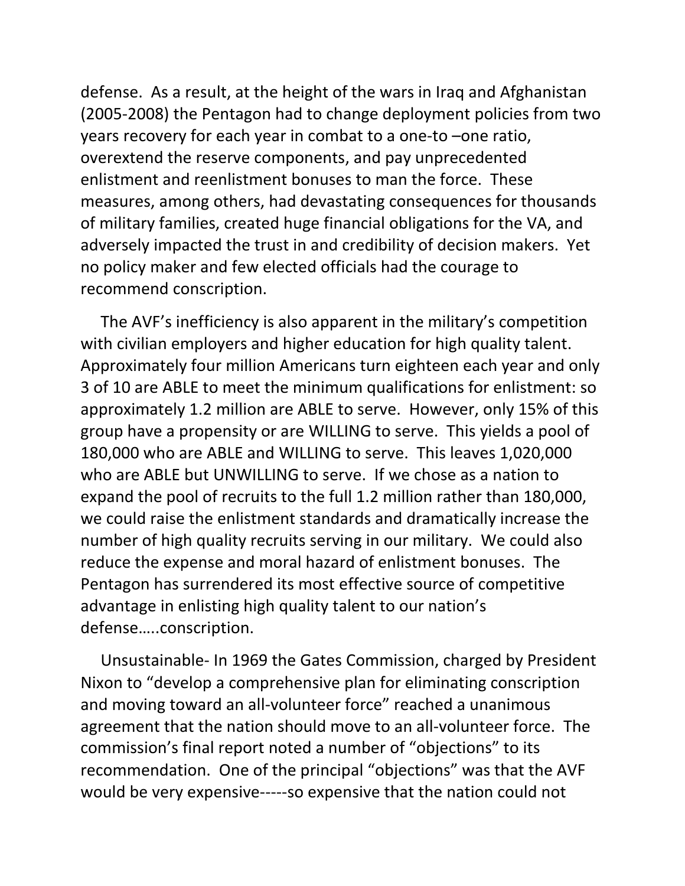defense. As a result, at the height of the wars in Iraq and Afghanistan (2005-2008) the Pentagon had to change deployment policies from two years recovery for each year in combat to a one-to –one ratio, overextend the reserve components, and pay unprecedented enlistment and reenlistment bonuses to man the force. These measures, among others, had devastating consequences for thousands of military families, created huge financial obligations for the VA, and adversely impacted the trust in and credibility of decision makers. Yet no policy maker and few elected officials had the courage to recommend conscription.

The AVF's inefficiency is also apparent in the military's competition with civilian employers and higher education for high quality talent. Approximately four million Americans turn eighteen each year and only 3 of 10 are ABLE to meet the minimum qualifications for enlistment: so approximately 1.2 million are ABLE to serve. However, only 15% of this group have a propensity or are WILLING to serve. This yields a pool of 180,000 who are ABLE and WILLING to serve. This leaves 1,020,000 who are ABLE but UNWILLING to serve. If we chose as a nation to expand the pool of recruits to the full 1.2 million rather than 180,000, we could raise the enlistment standards and dramatically increase the number of high quality recruits serving in our military. We could also reduce the expense and moral hazard of enlistment bonuses. The Pentagon has surrendered its most effective source of competitive advantage in enlisting high quality talent to our nation's defense…..conscription.

Unsustainable- In 1969 the Gates Commission, charged by President Nixon to "develop a comprehensive plan for eliminating conscription and moving toward an all-volunteer force" reached a unanimous agreement that the nation should move to an all-volunteer force. The commission's final report noted a number of "objections" to its recommendation. One of the principal "objections" was that the AVF would be very expensive-----so expensive that the nation could not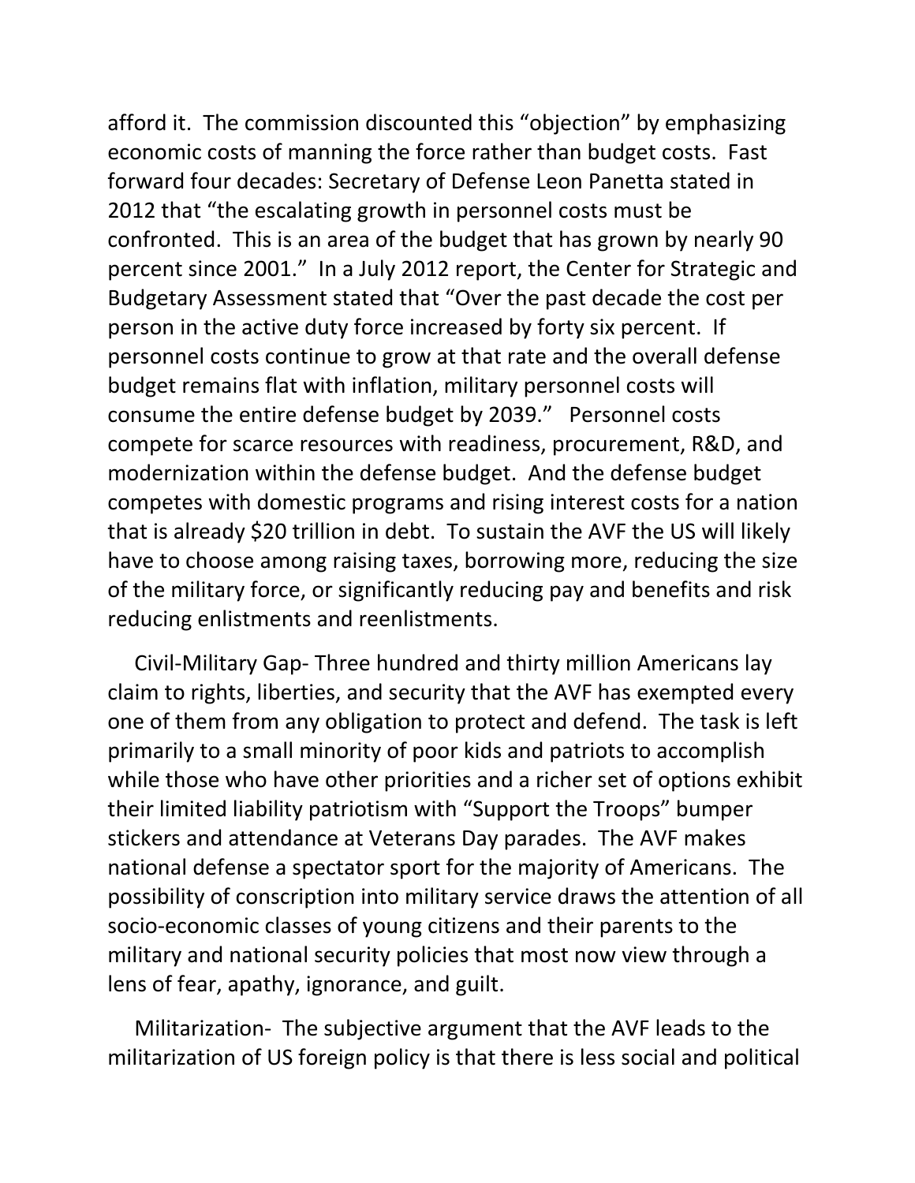afford it. The commission discounted this "objection" by emphasizing economic costs of manning the force rather than budget costs. Fast forward four decades: Secretary of Defense Leon Panetta stated in 2012 that "the escalating growth in personnel costs must be confronted. This is an area of the budget that has grown by nearly 90 percent since 2001." In a July 2012 report, the Center for Strategic and Budgetary Assessment stated that "Over the past decade the cost per person in the active duty force increased by forty six percent. If personnel costs continue to grow at that rate and the overall defense budget remains flat with inflation, military personnel costs will consume the entire defense budget by 2039." Personnel costs compete for scarce resources with readiness, procurement, R&D, and modernization within the defense budget. And the defense budget competes with domestic programs and rising interest costs for a nation that is already $20 trillion in debt. To sustain the AVF the US will likely have to choose among raising taxes, borrowing more, reducing the size of the military force, or significantly reducing pay and benefits and risk reducing enlistments and reenlistments.

Civil-Military Gap- Three hundred and thirty million Americans lay claim to rights, liberties, and security that the AVF has exempted every one of them from any obligation to protect and defend. The task is left primarily to a small minority of poor kids and patriots to accomplish while those who have other priorities and a richer set of options exhibit their limited liability patriotism with "Support the Troops" bumper stickers and attendance at Veterans Day parades. The AVF makes national defense a spectator sport for the majority of Americans. The possibility of conscription into military service draws the attention of all socio-economic classes of young citizens and their parents to the military and national security policies that most now view through a lens of fear, apathy, ignorance, and guilt.

Militarization- The subjective argument that the AVF leads to the militarization of US foreign policy is that there is less social and political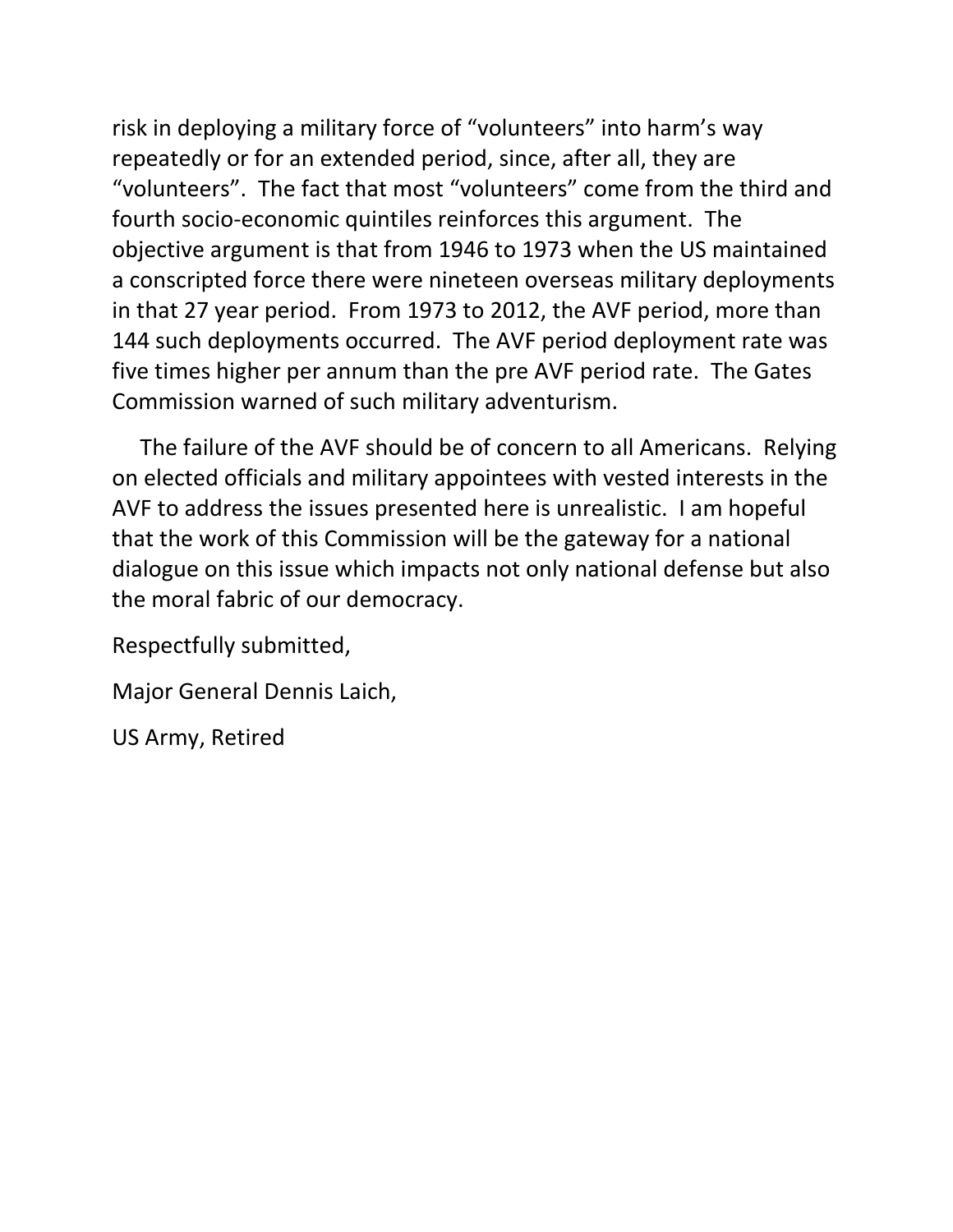risk in deploying a military force of "volunteers" into harm's way repeatedly or for an extended period, since, after all, they are "volunteers". The fact that most "volunteers" come from the third and fourth socio-economic quintiles reinforces this argument. The objective argument is that from 1946 to 1973 when the US maintained a conscripted force there were nineteen overseas military deployments in that 27 year period. From 1973 to 2012, the AVF period, more than 144 such deployments occurred. The AVF period deployment rate was five times higher per annum than the pre AVF period rate. The Gates Commission warned of such military adventurism.

The failure of the AVF should be of concern to all Americans. Relying on elected officials and military appointees with vested interests in the AVF to address the issues presented here is unrealistic. I am hopeful that the work of this Commission will be the gateway for a national dialogue on this issue which impacts not only national defense but also the moral fabric of our democracy.

Respectfully submitted,

Major General Dennis Laich,

US Army, Retired